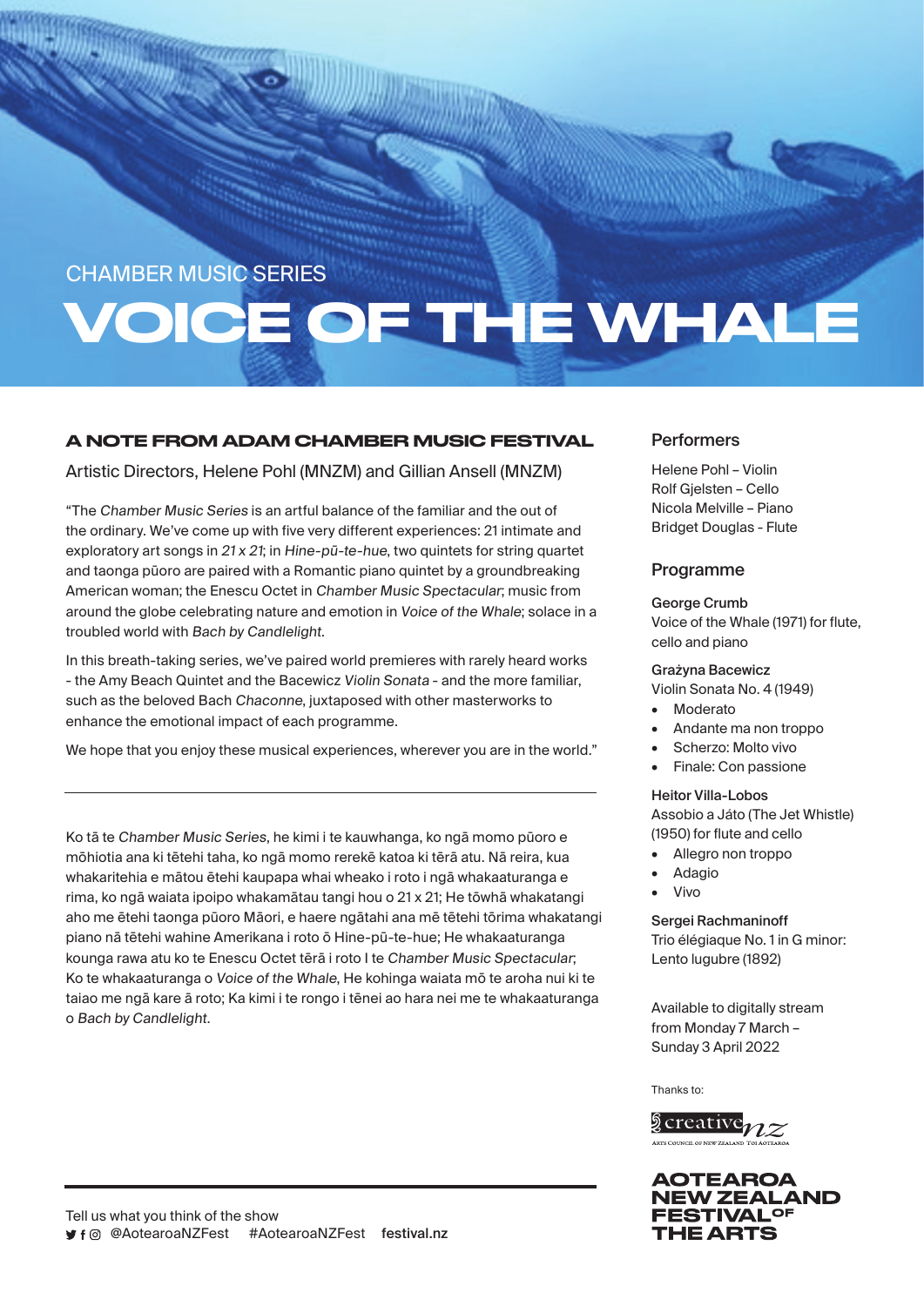CHAMBER MUSIC SERIES

# VOICE OF THE WHALE

## A NOTE FROM ADAM CHAMBER MUSIC FESTIVAL

Artistic Directors, Helene Pohl (MNZM) and Gillian Ansell (MNZM)

"The *Chamber Music Series* is an artful balance of the familiar and the out of the ordinary. We've come up with five very different experiences: 21 intimate and exploratory art songs in *21 x 21*; in *Hine-pū-te-hue*, two quintets for string quartet and taonga pūoro are paired with a Romantic piano quintet by a groundbreaking American woman; the Enescu Octet in *Chamber Music Spectacular*; music from around the globe celebrating nature and emotion in *Voice of the Whale*; solace in a troubled world with *Bach by Candlelight*.

In this breath-taking series, we've paired world premieres with rarely heard works - the Amy Beach Quintet and the Bacewicz *Violin Sonata* - and the more familiar, such as the beloved Bach *Chaconne*, juxtaposed with other masterworks to enhance the emotional impact of each programme.

We hope that you enjoy these musical experiences, wherever you are in the world."

---

Ko tā te *Chamber Music Series*, he kimi i te kauwhanga, ko ngā momo pūoro e mōhiotia ana ki tētehi taha, ko ngā momo rerekē katoa ki tērā atu. Nā reira, kua whakaritehia e mātou ētehi kaupapa whai wheako i roto i ngā whakaaturanga e rima, ko ngā waiata ipoipo whakamātau tangi hou o 21 x 21; He tōwhā whakatangi aho me ētehi taonga pūoro Māori, e haere ngātahi ana mē tētehi tōrima whakatangi piano nā tētehi wahine Amerikana i roto ō Hine-pū-te-hue; He whakaaturanga kounga rawa atu ko te Enescu Octet tērā i roto I te *Chamber Music Spectacular*; Ko te whakaaturanga o *Voice of the Whale*, He kohinga waiata mō te aroha nui ki te taiao me ngā kare ā roto; Ka kimi i te rongo i tēnei ao hara nei me te whakaaturanga o *Bach by Candlelight*.

## Performers

Helene Pohl – Violin
Rolf Gjelsten – Cello
Nicola Melville – Piano
Bridget Douglas - Flute

## Programme

**George Crumb**
Voice of the Whale (1971) for flute, cello and piano

**Grażyna Bacewicz**
Violin Sonata No. 4 (1949)

- Moderato
- Andante ma non troppo
- Scherzo: Molto vivo
- Finale: Con passione

**Heitor Villa-Lobos**
Assobio a Játo (The Jet Whistle) (1950) for flute and cello

- Allegro non troppo
- Adagio
- Vivo

**Sergei Rachmaninoff**
Trio élégiaque No. 1 in G minor: Lento lugubre (1892)

Available to digitally stream from Monday 7 March – Sunday 3 April 2022

Thanks to:

creative nz
ARTS COUNCIL OF NEW ZEALAND TOI AOTEAROA

AOTEAROA NEW ZEALAND FESTIVAL OF THE ARTS

---

Tell us what think of the show
@AotearoaNZFest #AotearoaNZFest **festival.nz**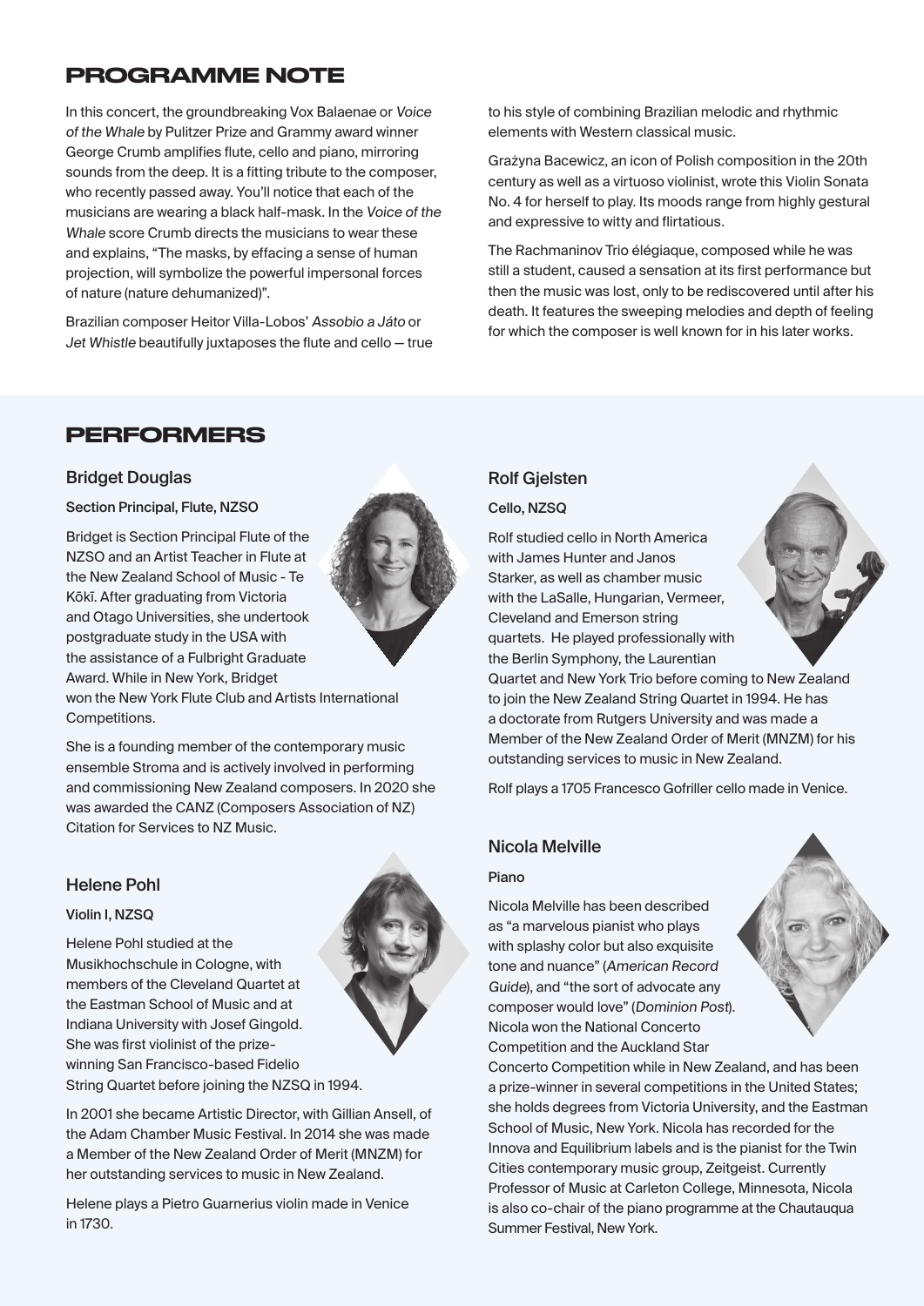## PROGRAMME NOTE

In this concert, the groundbreaking Vox Balaenae or *Voice of the Whale* by Pulitzer Prize and Grammy award winner George Crumb amplifies flute, cello and piano, mirroring sounds from the deep. It is a fitting tribute to the composer, who recently passed away. You'll notice that each of the musicians are wearing a black half-mask. In the *Voice of the Whale* score Crumb directs the musicians to wear these and explains, "The masks, by effacing a sense of human projection, will symbolize the powerful impersonal forces of nature (nature dehumanized)".

Brazilian composer Heitor Villa-Lobos' *Assobio a Játo* or *Jet Whistle* beautifully juxtaposes the flute and cello — true to his style of combining Brazilian melodic and rhythmic elements with Western classical music.

Grażyna Bacewicz, an icon of Polish composition in the 20th century as well as a virtuoso violinist, wrote this Violin Sonata No. 4 for herself to play. Its moods range from highly gestural and expressive to witty and flirtatious.

The Rachmaninov Trio élégiaque, composed while he was still a student, caused a sensation at its first performance but then the music was lost, only to be rediscovered until after his death. It features the sweeping melodies and depth of feeling for which the composer is well known for in his later works.

## PERFORMERS

### Bridget Douglas

**Section Principal, Flute, NZSO**

Bridget is Section Principal Flute of the NZSO and an Artist Teacher in Flute at the New Zealand School of Music - Te Kōkī. After graduating from Victoria and Otago Universities, she undertook postgraduate study in the USA with the assistance of a Fulbright Graduate Award. While in New York, Bridget won the New York Flute Club and Artists International Competitions.

She is a founding member of the contemporary music ensemble Stroma and is actively involved in performing and commissioning New Zealand composers. In 2020 she was awarded the CANZ (Composers Association of NZ) Citation for Services to NZ Music.

### Helene Pohl

**Violin I, NZSQ**

Helene Pohl studied at the Musikhochschule in Cologne, with members of the Cleveland Quartet at the Eastman School of Music and at Indiana University with Josef Gingold. She was first violinist of the prize-winning San Francisco-based Fidelio String Quartet before joining the NZSQ in 1994.

In 2001 she became Artistic Director, with Gillian Ansell, of the Adam Chamber Music Festival. In 2014 she was made a Member of the New Zealand Order of Merit (MNZM) for her outstanding services to music in New Zealand.

Helene plays a Pietro Guarnerius violin made in Venice in 1730.

### Rolf Gjelsten

**Cello, NZSQ**

Rolf studied cello in North America with James Hunter and Janos Starker, as well as chamber music with the LaSalle, Hungarian, Vermeer, Cleveland and Emerson string quartets. He played professionally with the Berlin Symphony, the Laurentian Quartet and New York Trio before coming to New Zealand to join the New Zealand String Quartet in 1994. He has a doctorate from Rutgers University and was made a Member of the New Zealand Order of Merit (MNZM) for his outstanding services to music in New Zealand.

Rolf plays a 1705 Francesco Gofriller cello made in Venice.

### Nicola Melville

**Piano**

Nicola Melville has been described as "a marvelous pianist who plays with splashy color but also exquisite tone and nuance" (*American Record Guide*), and "the sort of advocate any composer would love" (*Dominion Post*). Nicola won the National Concerto Competition and the Auckland Star Concerto Competition while in New Zealand, and has been a prize-winner in several competitions in the United States; she holds degrees from Victoria University, and the Eastman School of Music, New York. Nicola has recorded for the Innova and Equilibrium labels and is the pianist for the Twin Cities contemporary music group, Zeitgeist. Currently Professor of Music at Carleton College, Minnesota, Nicola is also co-chair of the piano programme at the Chautauqua Summer Festival, New York.